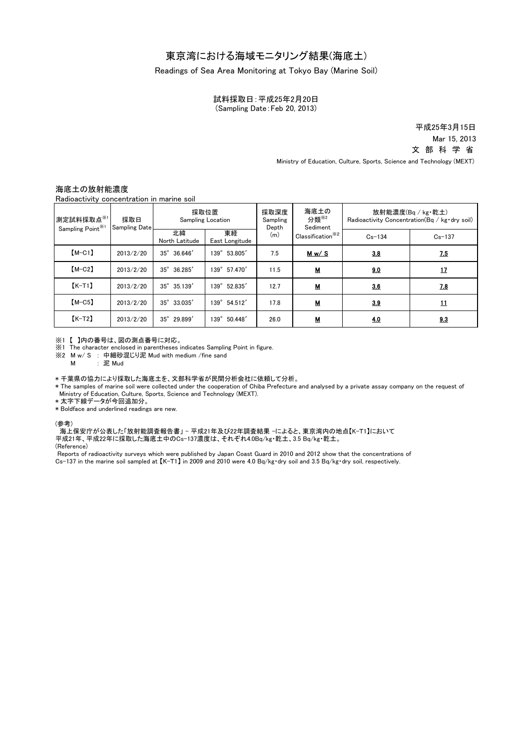# 東京湾における海域モニタリング結果(海底土)

Readings of Sea Area Monitoring at Tokyo Bay (Marine Soil)

試料採取日：平成25年2月20日
(Sampling Date：Feb 20, 2013)

平成25年3月15日
Mar 15, 2013
文 部 科 学 省
Ministry of Education, Culture, Sports, Science and Technology (MEXT)

## 海底土の放射能濃度

Radioactivity concentration in marine soil

| 測定試料採取点※1 Sampling Point※1 | 採取日 Sampling Date | 採取位置 Sampling Location | | 採取深度 Sampling Depth (m) | 海底土の分類※2 Sediment Classification※2 | 放射能濃度(Bq / kg・乾土) Radioactivity Concentration(Bq / kg・dry soil) | |
|---|---|---|---|---|---|---|---|
| | | 北緯 North Latitude | 東経 East Longitude | | | Cs-134 | Cs-137 |
| 【M-C1】 | 2013/2/20 | 35° 36.646′ | 139° 53.805′ | 7.5 | **M w/ S** | **3.8** | **7.5** |
| 【M-C2】 | 2013/2/20 | 35° 36.285′ | 139° 57.470′ | 11.5 | **M** | **9.0** | **17** |
| 【K-T1】 | 2013/2/20 | 35° 35.139′ | 139° 52.835′ | 12.7 | **M** | **3.6** | **7.8** |
| 【M-C5】 | 2013/2/20 | 35° 33.035′ | 139° 54.512′ | 17.8 | **M** | **3.9** | **11** |
| 【K-T2】 | 2013/2/20 | 35° 29.899′ | 139° 50.448′ | 26.0 | **M** | **4.0** | **9.3** |

※1 【 】内の番号は、図の測点番号に対応。
※1 The character enclosed in parentheses indicates Sampling Point in figure.
※2 M w/ S ： 中細砂混じり泥 Mud with medium /fine sand
M ： 泥 Mud

* 千葉県の協力により採取した海底土を、文部科学省が民間分析会社に依頼して分析。
* The samples of marine soil were collected under the cooperation of Chiba Prefecture and analysed by a private assay company on the request of Ministry of Education, Culture, Sports, Science and Technology (MEXT).
* 太字下線データが今回追加分。
* Boldface and underlined readings are new.

(参考)
海上保安庁が公表した「放射能調査報告書」－平成21年及び22年調査結果－によると、東京湾内の地点【K-T1】において平成21年、平成22年に採取した海底土中のCs-137濃度は、それぞれ4.0Bq/kg・乾土、3.5 Bq/kg・乾土。
(Reference)
Reports of radioactivity surveys which were published by Japan Coast Guard in 2010 and 2012 show that the concentrations of Cs-137 in the marine soil sampled at 【K-T1】 in 2009 and 2010 were 4.0 Bq/kg・dry soil and 3.5 Bq/kg・dry soil, respectively.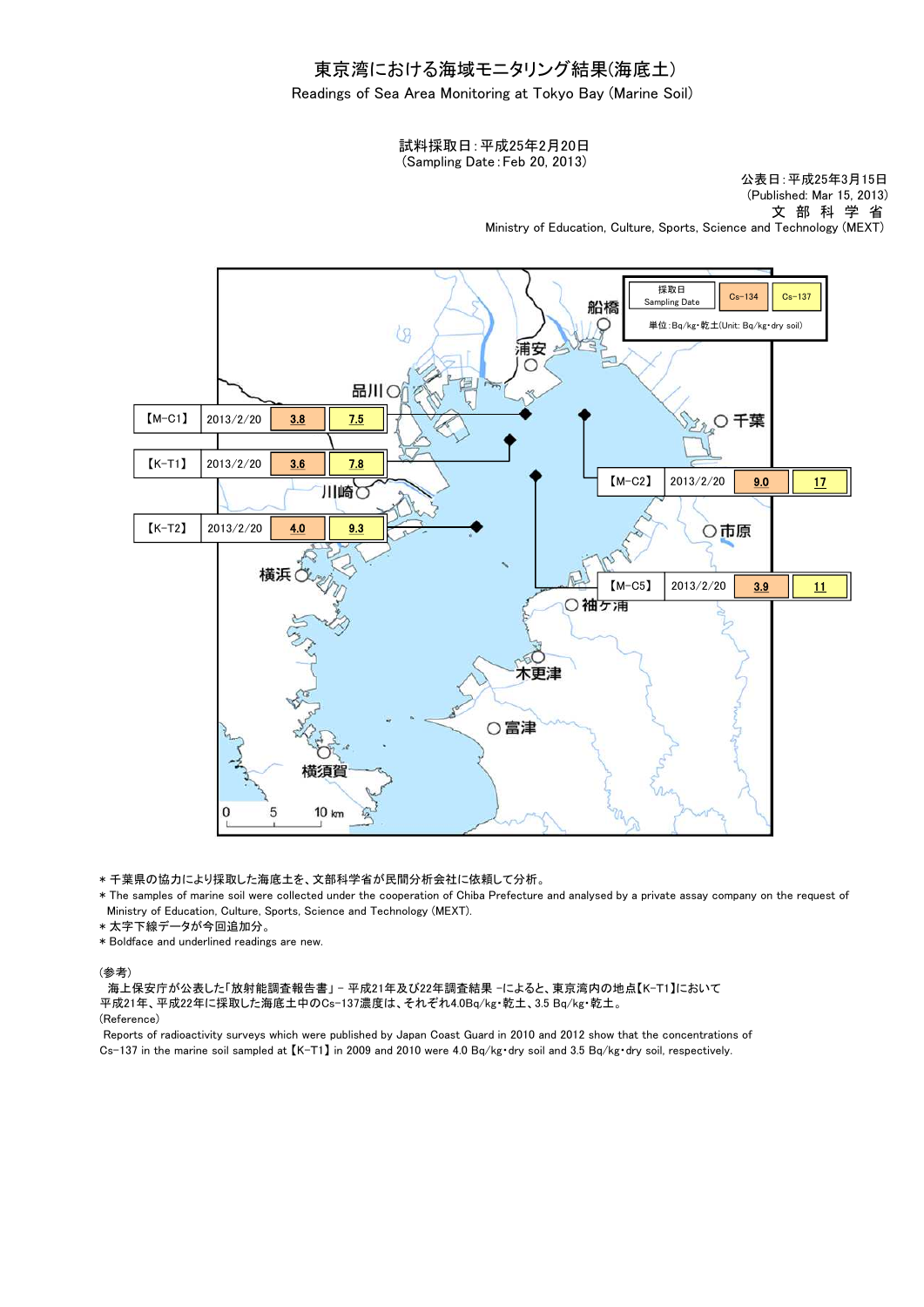# 東京湾における海域モニタリング結果(海底土)

Readings of Sea Area Monitoring at Tokyo Bay (Marine Soil)

試料採取日：平成25年2月20日
(Sampling Date：Feb 20, 2013)

公表日：平成25年3月15日
(Published: Mar 15, 2013)
文部科学省
Ministry of Education, Culture, Sports, Science and Technology (MEXT)

| 地点 | 採取日 Sampling Date | Cs-134 | Cs-137 |
|---|---|---|---|
| 【M-C1】 | 2013/2/20 | **3.8** | **7.5** |
| 【K-T1】 | 2013/2/20 | **3.6** | **7.8** |
| 【K-T2】 | 2013/2/20 | **4.0** | **9.3** |
| 【M-C2】 | 2013/2/20 | **9.0** | **17** |
| 【M-C5】 | 2013/2/20 | **3.9** | **11** |

単位：Bq/kg・乾土(Unit: Bq/kg・dry soil)

船橋
浦安
品川
千葉
川崎
市原
横浜
袖ケ浦
木更津
富津
横須賀
0 5 10 km

＊千葉県の協力により採取した海底土を、文部科学省が民間分析会社に依頼して分析。
＊The samples of marine soil were collected under the cooperation of Chiba Prefecture and analysed by a private assay company on the request of Ministry of Education, Culture, Sports, Science and Technology (MEXT).
＊太字下線データが今回追加分。
＊Boldface and underlined readings are new.

(参考)
海上保安庁が公表した「放射能調査報告書」－平成21年及び22年調査結果－によると、東京湾内の地点【K-T1】において平成21年、平成22年に採取した海底土中のCs-137濃度は、それぞれ4.0Bq/kg・乾土、3.5 Bq/kg・乾土。
(Reference)
Reports of radioactivity surveys which were published by Japan Coast Guard in 2010 and 2012 show that the concentrations of Cs-137 in the marine soil sampled at 【K-T1】 in 2009 and 2010 were 4.0 Bq/kg・dry soil and 3.5 Bq/kg・dry soil, respectively.